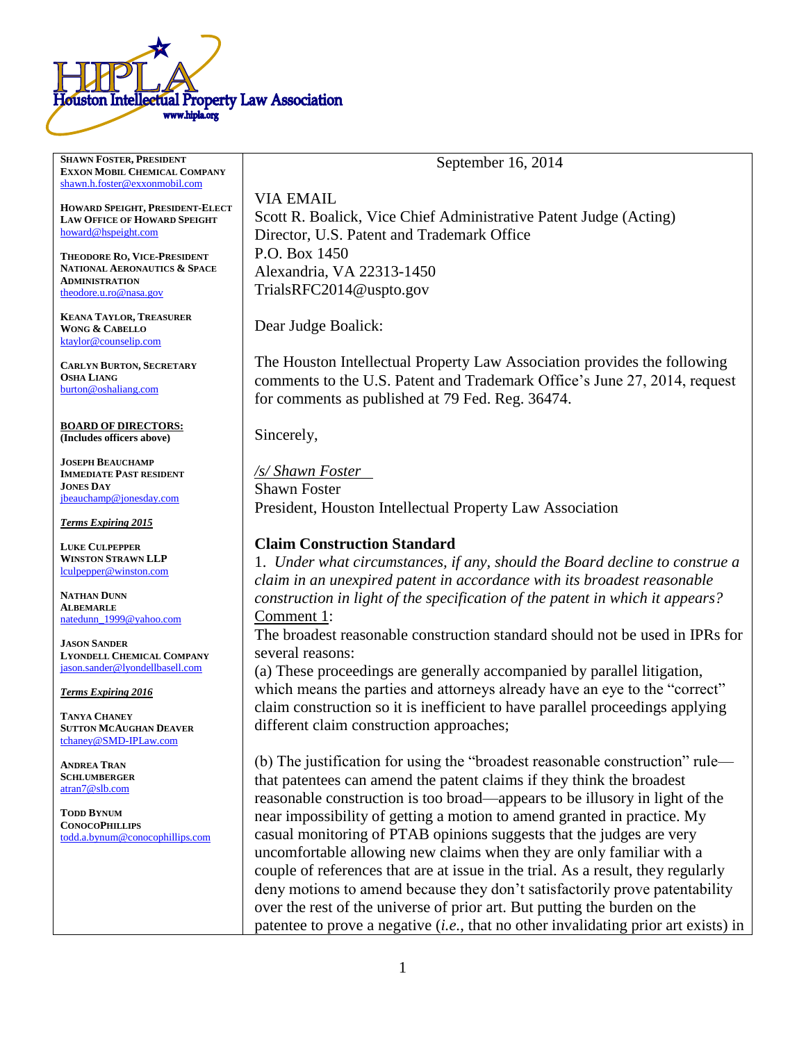# HIPLA
Houston Intellectual Property Law Association
www.hipla.org

**SHAWN FOSTER, PRESIDENT**
**EXXON MOBIL CHEMICAL COMPANY**
shawn.h.foster@exxonmobil.com

**HOWARD SPEIGHT, PRESIDENT-ELECT**
**LAW OFFICE OF HOWARD SPEIGHT**
howard@hspeight.com

**THEODORE RO, VICE-PRESIDENT**
**NATIONAL AERONAUTICS & SPACE ADMINISTRATION**
theodore.u.ro@nasa.gov

**KEANA TAYLOR, TREASURER**
**WONG & CABELLO**
ktaylor@counselip.com

**CARLYN BURTON, SECRETARY**
**OSHA LIANG**
burton@oshaliang.com

**BOARD OF DIRECTORS:**
**(Includes officers above)**

**JOSEPH BEAUCHAMP**
**IMMEDIATE PAST RESIDENT**
**JONES DAY**
jbeauchamp@jonesday.com

***Terms Expiring 2015***

**LUKE CULPEPPER**
**WINSTON STRAWN LLP**
lculpepper@winston.com

**NATHAN DUNN**
**ALBEMARLE**
natedunn_1999@yahoo.com

**JASON SANDER**
**LYONDELL CHEMICAL COMPANY**
jason.sander@lyondellbasell.com

***Terms Expiring 2016***

**TANYA CHANEY**
**SUTTON MCAUGHAN DEAVER**
tchaney@SMD-IPLaw.com

**ANDREA TRAN**
**SCHLUMBERGER**
atran7@slb.com

**TODD BYNUM**
**CONOCOPHILLIPS**
todd.a.bynum@conocophillips.com

September 16, 2014

VIA EMAIL
Scott R. Boalick, Vice Chief Administrative Patent Judge (Acting)
Director, U.S. Patent and Trademark Office
P.O. Box 1450
Alexandria, VA 22313-1450
TrialsRFC2014@uspto.gov

Dear Judge Boalick:

The Houston Intellectual Property Law Association provides the following comments to the U.S. Patent and Trademark Office's June 27, 2014, request for comments as published at 79 Fed. Reg. 36474.

Sincerely,

*/s/ Shawn Foster*
Shawn Foster
President, Houston Intellectual Property Law Association

## Claim Construction Standard

1. *Under what circumstances, if any, should the Board decline to construe a claim in an unexpired patent in accordance with its broadest reasonable construction in light of the specification of the patent in which it appears?*

Comment 1:

The broadest reasonable construction standard should not be used in IPRs for several reasons:

(a) These proceedings are generally accompanied by parallel litigation, which means the parties and attorneys already have an eye to the "correct" claim construction so it is inefficient to have parallel proceedings applying different claim construction approaches;

(b) The justification for using the "broadest reasonable construction" rule—that patentees can amend the patent claims if they think the broadest reasonable construction is too broad—appears to be illusory in light of the near impossibility of getting a motion to amend granted in practice. My casual monitoring of PTAB opinions suggests that the judges are very uncomfortable allowing new claims when they are only familiar with a couple of references that are at issue in the trial. As a result, they regularly deny motions to amend because they don't satisfactorily prove patentability over the rest of the universe of prior art. But putting the burden on the patentee to prove a negative (*i.e.*, that no other invalidating prior art exists) in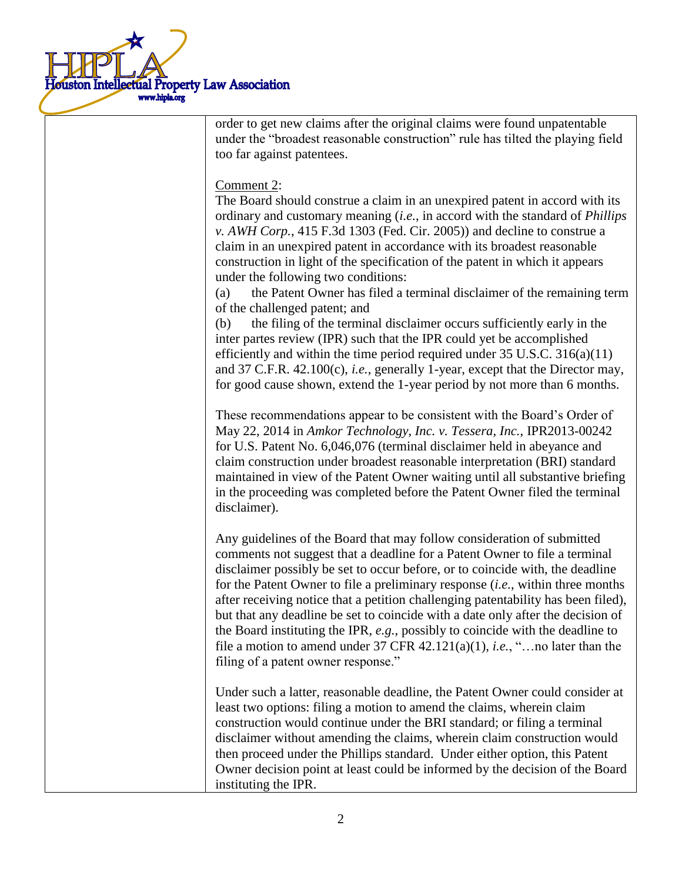order to get new claims after the original claims were found unpatentable under the "broadest reasonable construction" rule has tilted the playing field too far against patentees.

Comment 2:

The Board should construe a claim in an unexpired patent in accord with its ordinary and customary meaning (*i.e.*, in accord with the standard of *Phillips v. AWH Corp.*, 415 F.3d 1303 (Fed. Cir. 2005)) and decline to construe a claim in an unexpired patent in accordance with its broadest reasonable construction in light of the specification of the patent in which it appears under the following two conditions:

(a) the Patent Owner has filed a terminal disclaimer of the remaining term of the challenged patent; and

(b) the filing of the terminal disclaimer occurs sufficiently early in the inter partes review (IPR) such that the IPR could yet be accomplished efficiently and within the time period required under 35 U.S.C. 316(a)(11) and 37 C.F.R. 42.100(c), *i.e.*, generally 1-year, except that the Director may, for good cause shown, extend the 1-year period by not more than 6 months.

These recommendations appear to be consistent with the Board's Order of May 22, 2014 in *Amkor Technology, Inc. v. Tessera, Inc.*, IPR2013-00242 for U.S. Patent No. 6,046,076 (terminal disclaimer held in abeyance and claim construction under broadest reasonable interpretation (BRI) standard maintained in view of the Patent Owner waiting until all substantive briefing in the proceeding was completed before the Patent Owner filed the terminal disclaimer).

Any guidelines of the Board that may follow consideration of submitted comments not suggest that a deadline for a Patent Owner to file a terminal disclaimer possibly be set to occur before, or to coincide with, the deadline for the Patent Owner to file a preliminary response (*i.e.*, within three months after receiving notice that a petition challenging patentability has been filed), but that any deadline be set to coincide with a date only after the decision of the Board instituting the IPR, *e.g.*, possibly to coincide with the deadline to file a motion to amend under 37 CFR 42.121(a)(1), *i.e.*, "…no later than the filing of a patent owner response."

Under such a latter, reasonable deadline, the Patent Owner could consider at least two options: filing a motion to amend the claims, wherein claim construction would continue under the BRI standard; or filing a terminal disclaimer without amending the claims, wherein claim construction would then proceed under the Phillips standard. Under either option, this Patent Owner decision point at least could be informed by the decision of the Board instituting the IPR.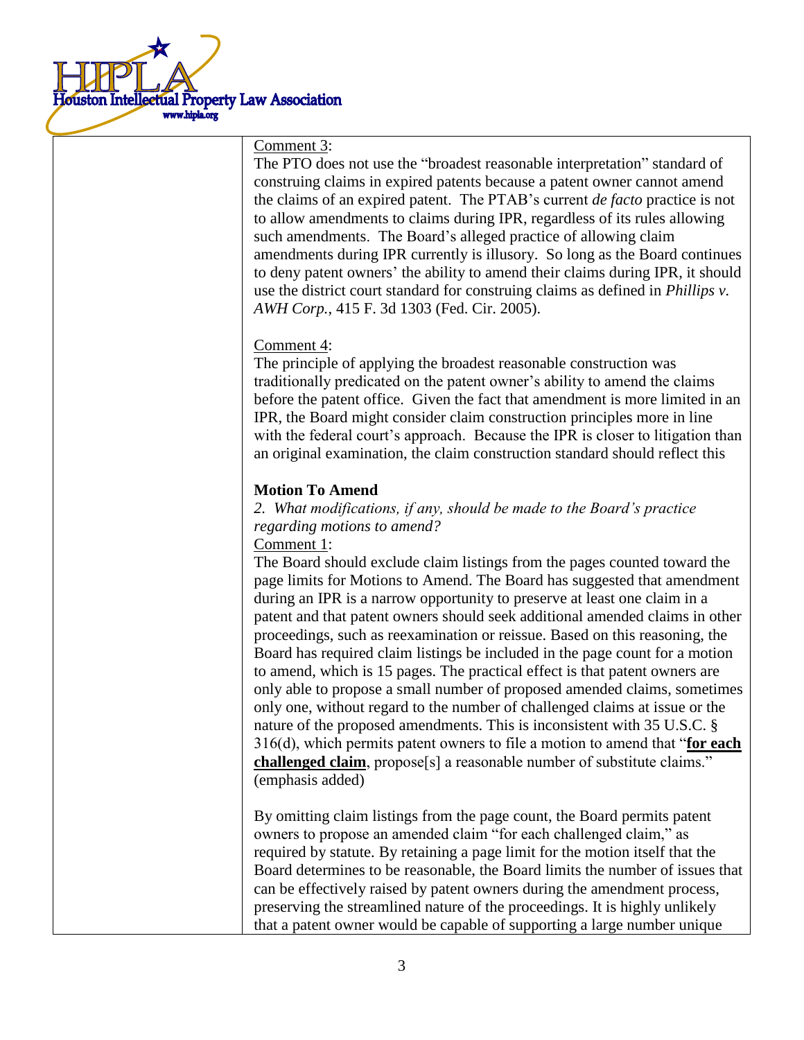Comment 3:

The PTO does not use the "broadest reasonable interpretation" standard of construing claims in expired patents because a patent owner cannot amend the claims of an expired patent. The PTAB's current *de facto* practice is not to allow amendments to claims during IPR, regardless of its rules allowing such amendments. The Board's alleged practice of allowing claim amendments during IPR currently is illusory. So long as the Board continues to deny patent owners' the ability to amend their claims during IPR, it should use the district court standard for construing claims as defined in *Phillips v. AWH Corp.*, 415 F. 3d 1303 (Fed. Cir. 2005).

Comment 4:

The principle of applying the broadest reasonable construction was traditionally predicated on the patent owner's ability to amend the claims before the patent office. Given the fact that amendment is more limited in an IPR, the Board might consider claim construction principles more in line with the federal court's approach. Because the IPR is closer to litigation than an original examination, the claim construction standard should reflect this

**Motion To Amend**

*2. What modifications, if any, should be made to the Board's practice regarding motions to amend?*

Comment 1:

The Board should exclude claim listings from the pages counted toward the page limits for Motions to Amend. The Board has suggested that amendment during an IPR is a narrow opportunity to preserve at least one claim in a patent and that patent owners should seek additional amended claims in other proceedings, such as reexamination or reissue. Based on this reasoning, the Board has required claim listings be included in the page count for a motion to amend, which is 15 pages. The practical effect is that patent owners are only able to propose a small number of proposed amended claims, sometimes only one, without regard to the number of challenged claims at issue or the nature of the proposed amendments. This is inconsistent with 35 U.S.C. § 316(d), which permits patent owners to file a motion to amend that "**for each challenged claim**, propose[s] a reasonable number of substitute claims." (emphasis added)

By omitting claim listings from the page count, the Board permits patent owners to propose an amended claim "for each challenged claim," as required by statute. By retaining a page limit for the motion itself that the Board determines to be reasonable, the Board limits the number of issues that can be effectively raised by patent owners during the amendment process, preserving the streamlined nature of the proceedings. It is highly unlikely that a patent owner would be capable of supporting a large number unique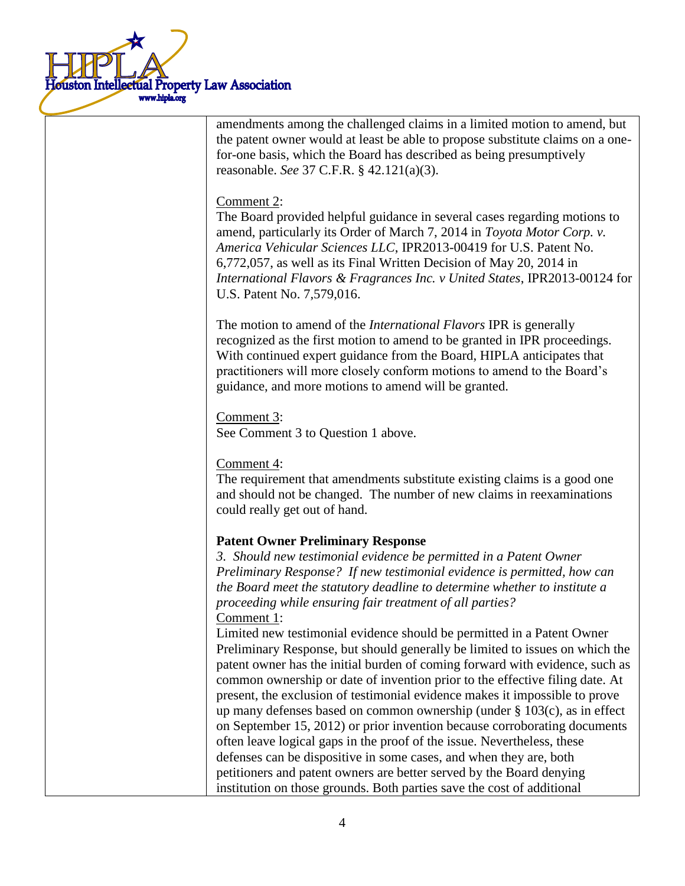amendments among the challenged claims in a limited motion to amend, but the patent owner would at least be able to propose substitute claims on a one-for-one basis, which the Board has described as being presumptively reasonable. *See* 37 C.F.R. § 42.121(a)(3).

Comment 2:
The Board provided helpful guidance in several cases regarding motions to amend, particularly its Order of March 7, 2014 in *Toyota Motor Corp. v. America Vehicular Sciences LLC*, IPR2013-00419 for U.S. Patent No. 6,772,057, as well as its Final Written Decision of May 20, 2014 in *International Flavors & Fragrances Inc. v United States*, IPR2013-00124 for U.S. Patent No. 7,579,016.

The motion to amend of the *International Flavors* IPR is generally recognized as the first motion to amend to be granted in IPR proceedings. With continued expert guidance from the Board, HIPLA anticipates that practitioners will more closely conform motions to amend to the Board's guidance, and more motions to amend will be granted.

Comment 3:
See Comment 3 to Question 1 above.

Comment 4:
The requirement that amendments substitute existing claims is a good one and should not be changed. The number of new claims in reexaminations could really get out of hand.

**Patent Owner Preliminary Response**

*3. Should new testimonial evidence be permitted in a Patent Owner Preliminary Response? If new testimonial evidence is permitted, how can the Board meet the statutory deadline to determine whether to institute a proceeding while ensuring fair treatment of all parties?*

Comment 1:
Limited new testimonial evidence should be permitted in a Patent Owner Preliminary Response, but should generally be limited to issues on which the patent owner has the initial burden of coming forward with evidence, such as common ownership or date of invention prior to the effective filing date. At present, the exclusion of testimonial evidence makes it impossible to prove up many defenses based on common ownership (under § 103(c), as in effect on September 15, 2012) or prior invention because corroborating documents often leave logical gaps in the proof of the issue. Nevertheless, these defenses can be dispositive in some cases, and when they are, both petitioners and patent owners are better served by the Board denying institution on those grounds. Both parties save the cost of additional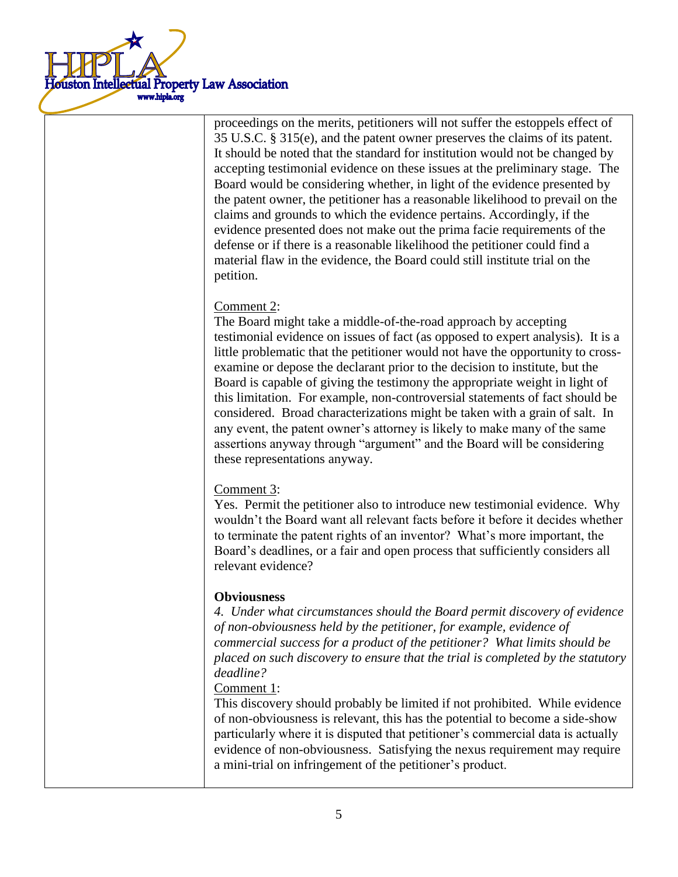proceedings on the merits, petitioners will not suffer the estoppels effect of 35 U.S.C. § 315(e), and the patent owner preserves the claims of its patent. It should be noted that the standard for institution would not be changed by accepting testimonial evidence on these issues at the preliminary stage. The Board would be considering whether, in light of the evidence presented by the patent owner, the petitioner has a reasonable likelihood to prevail on the claims and grounds to which the evidence pertains. Accordingly, if the evidence presented does not make out the prima facie requirements of the defense or if there is a reasonable likelihood the petitioner could find a material flaw in the evidence, the Board could still institute trial on the petition.

Comment 2:
The Board might take a middle-of-the-road approach by accepting testimonial evidence on issues of fact (as opposed to expert analysis). It is a little problematic that the petitioner would not have the opportunity to cross-examine or depose the declarant prior to the decision to institute, but the Board is capable of giving the testimony the appropriate weight in light of this limitation. For example, non-controversial statements of fact should be considered. Broad characterizations might be taken with a grain of salt. In any event, the patent owner's attorney is likely to make many of the same assertions anyway through "argument" and the Board will be considering these representations anyway.

Comment 3:
Yes. Permit the petitioner also to introduce new testimonial evidence. Why wouldn't the Board want all relevant facts before it before it decides whether to terminate the patent rights of an inventor? What's more important, the Board's deadlines, or a fair and open process that sufficiently considers all relevant evidence?

**Obviousness**

*4. Under what circumstances should the Board permit discovery of evidence of non-obviousness held by the petitioner, for example, evidence of commercial success for a product of the petitioner? What limits should be placed on such discovery to ensure that the trial is completed by the statutory deadline?*

Comment 1:
This discovery should probably be limited if not prohibited. While evidence of non-obviousness is relevant, this has the potential to become a side-show particularly where it is disputed that petitioner's commercial data is actually evidence of non-obviousness. Satisfying the nexus requirement may require a mini-trial on infringement of the petitioner's product.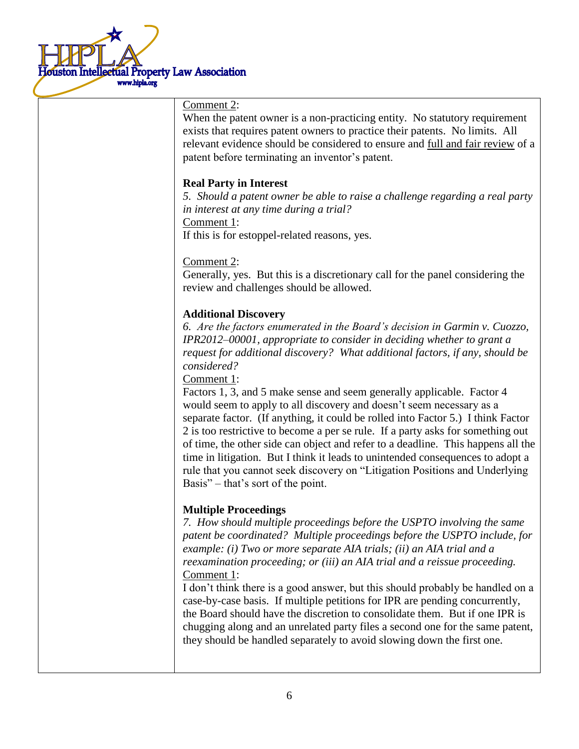Comment 2:
When the patent owner is a non-practicing entity. No statutory requirement exists that requires patent owners to practice their patents. No limits. All relevant evidence should be considered to ensure and full and fair review of a patent before terminating an inventor's patent.

**Real Party in Interest**

*5. Should a patent owner be able to raise a challenge regarding a real party in interest at any time during a trial?*

Comment 1:
If this is for estoppel-related reasons, yes.

Comment 2:
Generally, yes. But this is a discretionary call for the panel considering the review and challenges should be allowed.

**Additional Discovery**

*6. Are the factors enumerated in the Board's decision in Garmin v. Cuozzo, IPR2012–00001, appropriate to consider in deciding whether to grant a request for additional discovery? What additional factors, if any, should be considered?*

Comment 1:
Factors 1, 3, and 5 make sense and seem generally applicable. Factor 4 would seem to apply to all discovery and doesn't seem necessary as a separate factor. (If anything, it could be rolled into Factor 5.) I think Factor 2 is too restrictive to become a per se rule. If a party asks for something out of time, the other side can object and refer to a deadline. This happens all the time in litigation. But I think it leads to unintended consequences to adopt a rule that you cannot seek discovery on "Litigation Positions and Underlying Basis" – that's sort of the point.

**Multiple Proceedings**

*7. How should multiple proceedings before the USPTO involving the same patent be coordinated? Multiple proceedings before the USPTO include, for example: (i) Two or more separate AIA trials; (ii) an AIA trial and a reexamination proceeding; or (iii) an AIA trial and a reissue proceeding.*

Comment 1:
I don't think there is a good answer, but this should probably be handled on a case-by-case basis. If multiple petitions for IPR are pending concurrently, the Board should have the discretion to consolidate them. But if one IPR is chugging along and an unrelated party files a second one for the same patent, they should be handled separately to avoid slowing down the first one.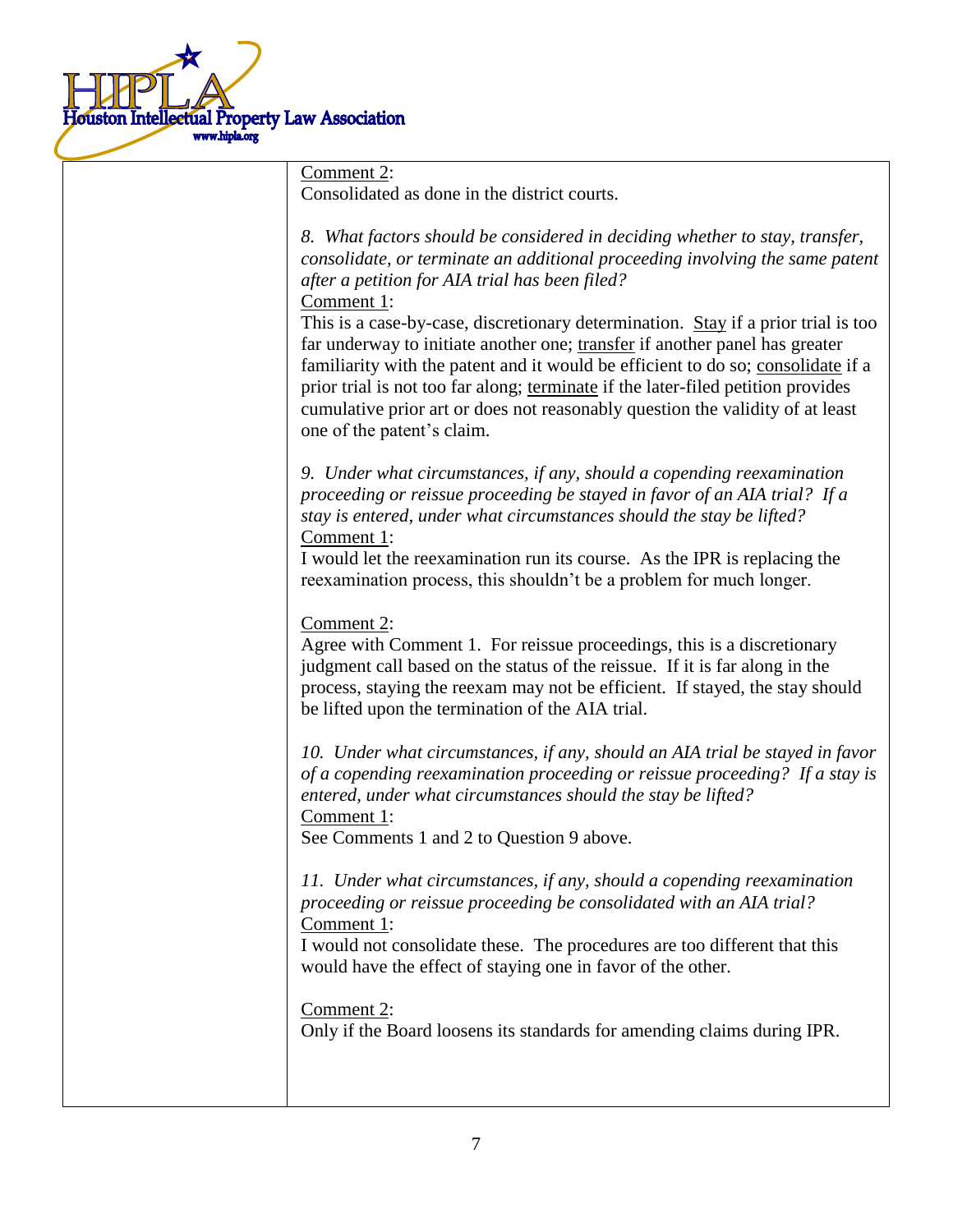Comment 2:
Consolidated as done in the district courts.

*8. What factors should be considered in deciding whether to stay, transfer, consolidate, or terminate an additional proceeding involving the same patent after a petition for AIA trial has been filed?*

Comment 1:
This is a case-by-case, discretionary determination. Stay if a prior trial is too far underway to initiate another one; transfer if another panel has greater familiarity with the patent and it would be efficient to do so; consolidate if a prior trial is not too far along; terminate if the later-filed petition provides cumulative prior art or does not reasonably question the validity of at least one of the patent's claim.

*9. Under what circumstances, if any, should a copending reexamination proceeding or reissue proceeding be stayed in favor of an AIA trial? If a stay is entered, under what circumstances should the stay be lifted?*

Comment 1:
I would let the reexamination run its course. As the IPR is replacing the reexamination process, this shouldn't be a problem for much longer.

Comment 2:
Agree with Comment 1. For reissue proceedings, this is a discretionary judgment call based on the status of the reissue. If it is far along in the process, staying the reexam may not be efficient. If stayed, the stay should be lifted upon the termination of the AIA trial.

*10. Under what circumstances, if any, should an AIA trial be stayed in favor of a copending reexamination proceeding or reissue proceeding? If a stay is entered, under what circumstances should the stay be lifted?*

Comment 1:
See Comments 1 and 2 to Question 9 above.

*11. Under what circumstances, if any, should a copending reexamination proceeding or reissue proceeding be consolidated with an AIA trial?*

Comment 1:
I would not consolidate these. The procedures are too different that this would have the effect of staying one in favor of the other.

Comment 2:
Only if the Board loosens its standards for amending claims during IPR.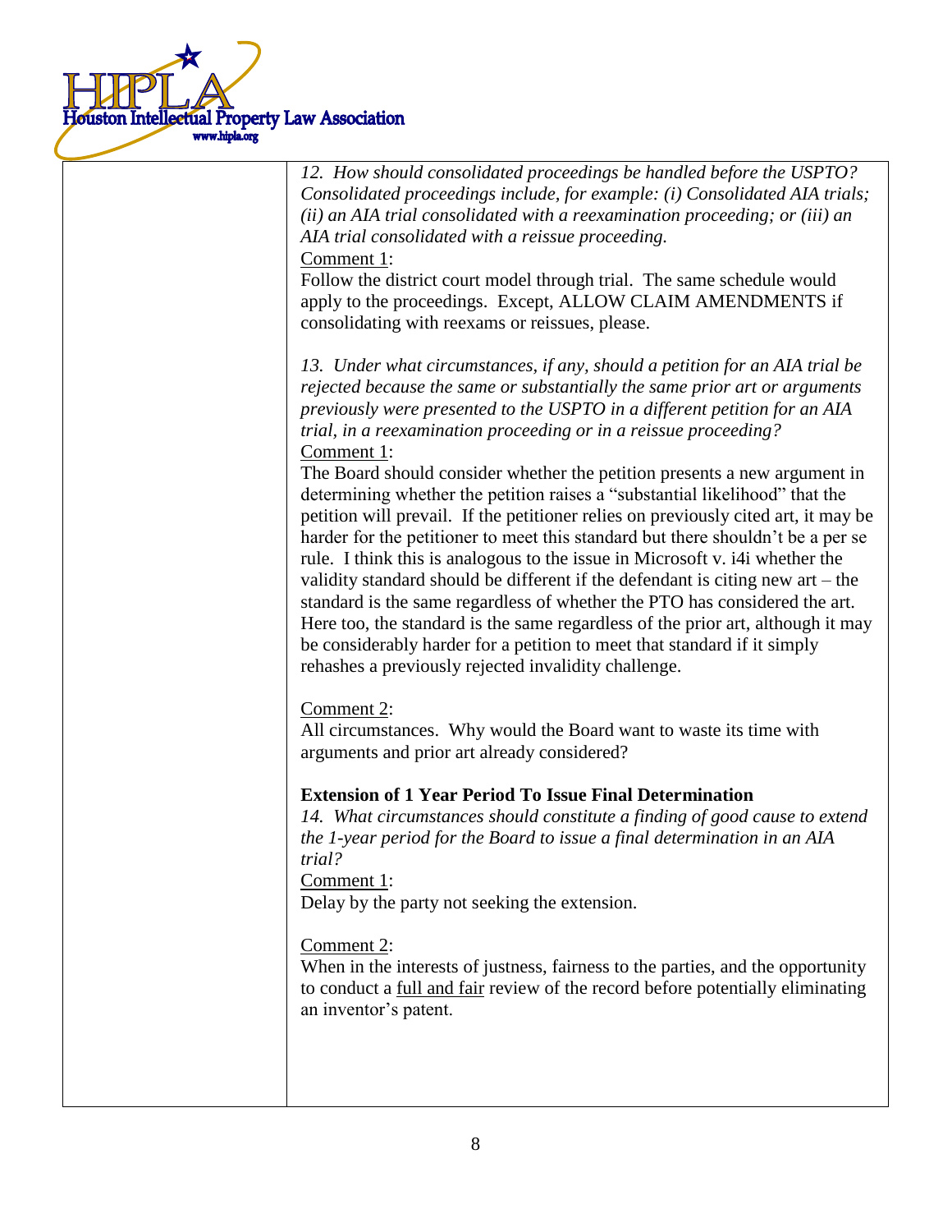*12. How should consolidated proceedings be handled before the USPTO? Consolidated proceedings include, for example: (i) Consolidated AIA trials; (ii) an AIA trial consolidated with a reexamination proceeding; or (iii) an AIA trial consolidated with a reissue proceeding.*

<u>Comment 1</u>:

Follow the district court model through trial. The same schedule would apply to the proceedings. Except, ALLOW CLAIM AMENDMENTS if consolidating with reexams or reissues, please.

*13. Under what circumstances, if any, should a petition for an AIA trial be rejected because the same or substantially the same prior art or arguments previously were presented to the USPTO in a different petition for an AIA trial, in a reexamination proceeding or in a reissue proceeding?*

<u>Comment 1</u>:

The Board should consider whether the petition presents a new argument in determining whether the petition raises a "substantial likelihood" that the petition will prevail. If the petitioner relies on previously cited art, it may be harder for the petitioner to meet this standard but there shouldn't be a per se rule. I think this is analogous to the issue in Microsoft v. i4i whether the validity standard should be different if the defendant is citing new art – the standard is the same regardless of whether the PTO has considered the art. Here too, the standard is the same regardless of the prior art, although it may be considerably harder for a petition to meet that standard if it simply rehashes a previously rejected invalidity challenge.

<u>Comment 2</u>:

All circumstances. Why would the Board want to waste its time with arguments and prior art already considered?

**Extension of 1 Year Period To Issue Final Determination**

*14. What circumstances should constitute a finding of good cause to extend the 1-year period for the Board to issue a final determination in an AIA trial?*

<u>Comment 1</u>:

Delay by the party not seeking the extension.

<u>Comment 2</u>:

When in the interests of justness, fairness to the parties, and the opportunity to conduct a <u>full and fair</u> review of the record before potentially eliminating an inventor's patent.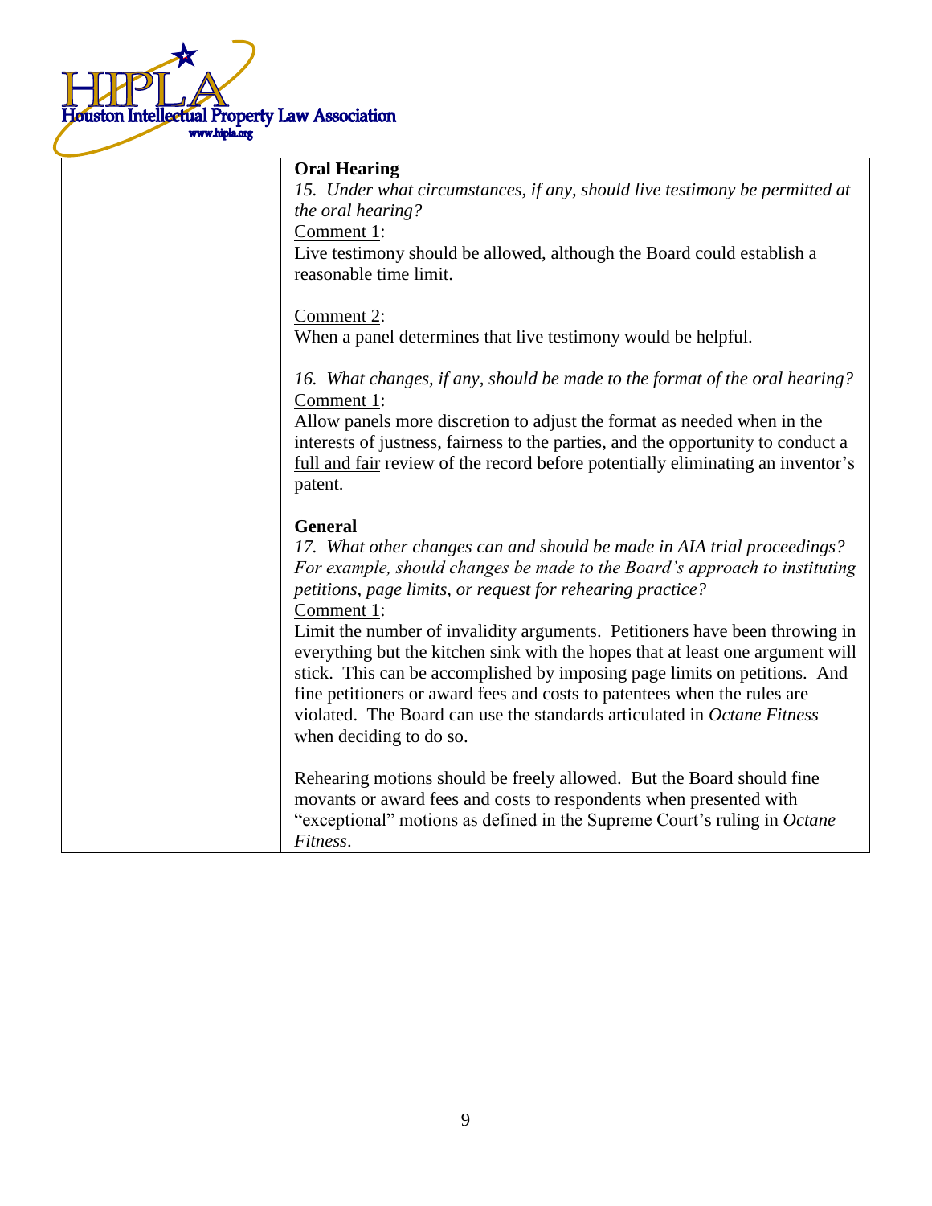| | |
|---|---|
| | **Oral Hearing**<br>*15. Under what circumstances, if any, should live testimony be permitted at the oral hearing?*<br><ins>Comment 1</ins>:<br>Live testimony should be allowed, although the Board could establish a reasonable time limit.<br><br><ins>Comment 2</ins>:<br>When a panel determines that live testimony would be helpful.<br><br>*16. What changes, if any, should be made to the format of the oral hearing?*<br><ins>Comment 1</ins>:<br>Allow panels more discretion to adjust the format as needed when in the interests of justness, fairness to the parties, and the opportunity to conduct a <ins>full and fair</ins> review of the record before potentially eliminating an inventor's patent.<br><br>**General**<br>*17. What other changes can and should be made in AIA trial proceedings? For example, should changes be made to the Board's approach to instituting petitions, page limits, or request for rehearing practice?*<br><ins>Comment 1</ins>:<br>Limit the number of invalidity arguments. Petitioners have been throwing in everything but the kitchen sink with the hopes that at least one argument will stick. This can be accomplished by imposing page limits on petitions. And fine petitioners or award fees and costs to patentees when the rules are violated. The Board can use the standards articulated in *Octane Fitness* when deciding to do so.<br><br>Rehearing motions should be freely allowed. But the Board should fine movants or award fees and costs to respondents when presented with "exceptional" motions as defined in the Supreme Court's ruling in *Octane Fitness*. |